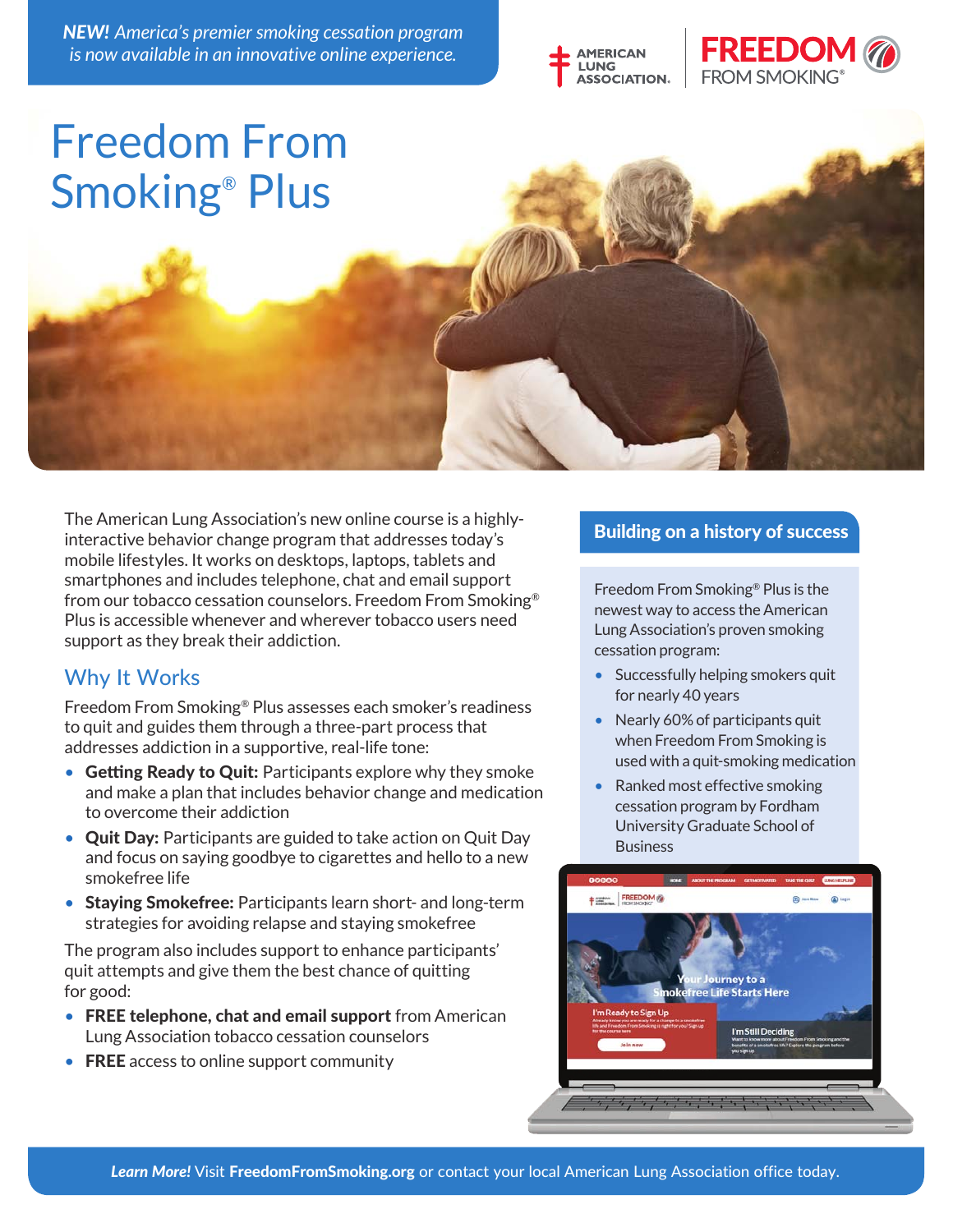***NEW!*** *America's premier smoking cessation program is now available in an innovative online experience.*

AMERICAN LUNG ASSOCIATION.

FREEDOM FROM SMOKING®

# Freedom From Smoking® Plus

The American Lung Association's new online course is a highly-interactive behavior change program that addresses today's mobile lifestyles. It works on desktops, laptops, tablets and smartphones and includes telephone, chat and email support from our tobacco cessation counselors. Freedom From Smoking® Plus is accessible whenever and wherever tobacco users need support as they break their addiction.

## Why It Works

Freedom From Smoking® Plus assesses each smoker's readiness to quit and guides them through a three-part process that addresses addiction in a supportive, real-life tone:

- **Getting Ready to Quit:** Participants explore why they smoke and make a plan that includes behavior change and medication to overcome their addiction
- **Quit Day:** Participants are guided to take action on Quit Day and focus on saying goodbye to cigarettes and hello to a new smokefree life
- **Staying Smokefree:** Participants learn short- and long-term strategies for avoiding relapse and staying smokefree

The program also includes support to enhance participants' quit attempts and give them the best chance of quitting for good:

- **FREE telephone, chat and email support** from American Lung Association tobacco cessation counselors
- **FREE** access to online support community

## Building on a history of success

Freedom From Smoking® Plus is the newest way to access the American Lung Association's proven smoking cessation program:

- Successfully helping smokers quit for nearly 40 years
- Nearly 60% of participants quit when Freedom From Smoking is used with a quit-smoking medication
- Ranked most effective smoking cessation program by Fordham University Graduate School of Business

***Learn More!*** Visit **FreedomFromSmoking.org** or contact your local American Lung Association office today.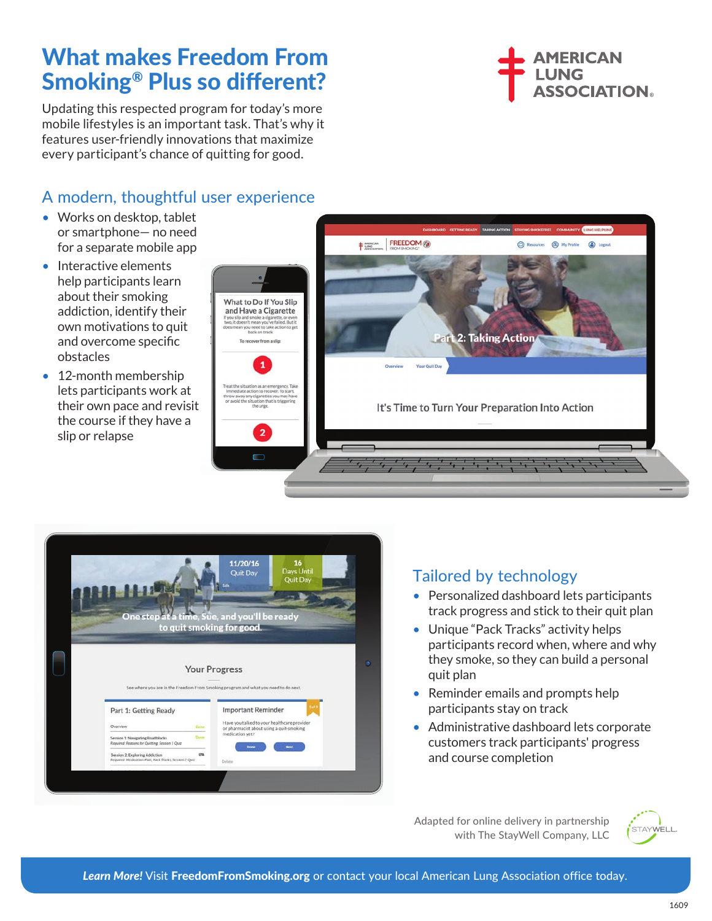# What makes Freedom From Smoking® Plus so different?

AMERICAN LUNG ASSOCIATION®

Updating this respected program for today's more mobile lifestyles is an important task. That's why it features user-friendly innovations that maximize every participant's chance of quitting for good.

## A modern, thoughtful user experience

- Works on desktop, tablet or smartphone— no need for a separate mobile app
- Interactive elements help participants learn about their smoking addiction, identify their own motivations to quit and overcome specific obstacles
- 12-month membership lets participants work at their own pace and revisit the course if they have a slip or relapse

## Tailored by technology

- Personalized dashboard lets participants track progress and stick to their quit plan
- Unique "Pack Tracks" activity helps participants record when, where and why they smoke, so they can build a personal quit plan
- Reminder emails and prompts help participants stay on track
- Administrative dashboard lets corporate customers track participants' progress and course completion

Adapted for online delivery in partnership with The StayWell Company, LLC

STAYWELL

***Learn More!*** Visit **FreedomFromSmoking.org** or contact your local American Lung Association office today.

1609